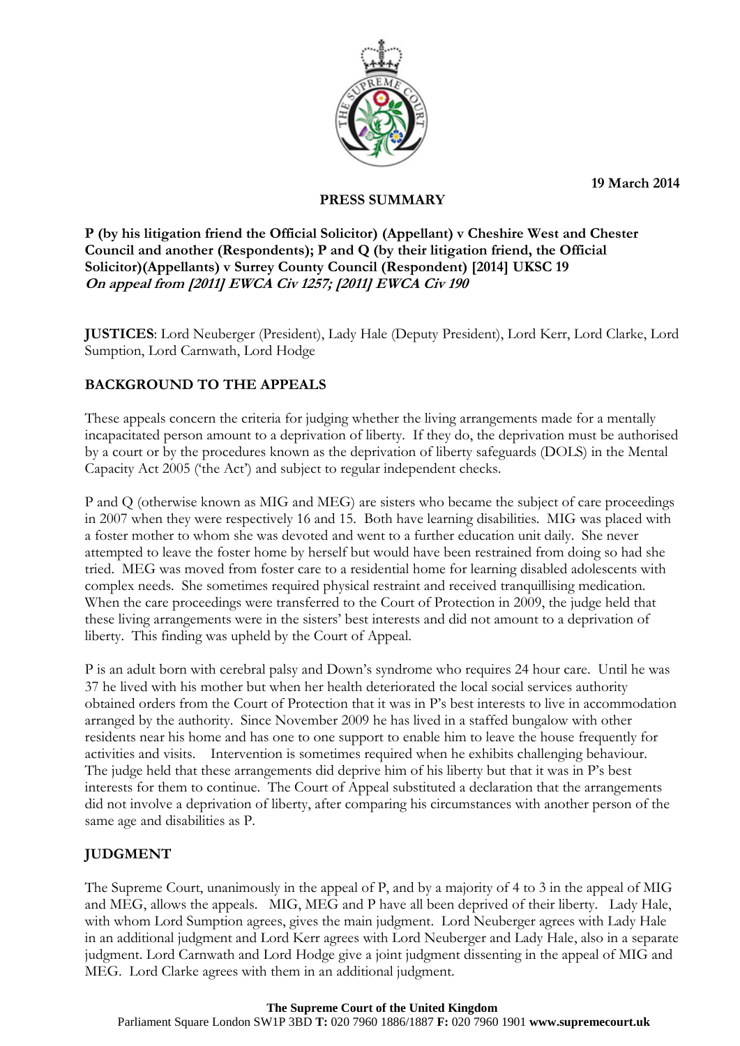19 March 2014

**PRESS SUMMARY**

**P (by his litigation friend the Official Solicitor) (Appellant) v Cheshire West and Chester Council and another (Respondents); P and Q (by their litigation friend, the Official Solicitor)(Appellants) v Surrey County Council (Respondent) [2014] UKSC 19**
***On appeal from [2011] EWCA Civ 1257; [2011] EWCA Civ 190***

**JUSTICES**: Lord Neuberger (President), Lady Hale (Deputy President), Lord Kerr, Lord Clarke, Lord Sumption, Lord Carnwath, Lord Hodge

## BACKGROUND TO THE APPEALS

These appeals concern the criteria for judging whether the living arrangements made for a mentally incapacitated person amount to a deprivation of liberty. If they do, the deprivation must be authorised by a court or by the procedures known as the deprivation of liberty safeguards (DOLS) in the Mental Capacity Act 2005 ('the Act') and subject to regular independent checks.

P and Q (otherwise known as MIG and MEG) are sisters who became the subject of care proceedings in 2007 when they were respectively 16 and 15. Both have learning disabilities. MIG was placed with a foster mother to whom she was devoted and went to a further education unit daily. She never attempted to leave the foster home by herself but would have been restrained from doing so had she tried. MEG was moved from foster care to a residential home for learning disabled adolescents with complex needs. She sometimes required physical restraint and received tranquillising medication. When the care proceedings were transferred to the Court of Protection in 2009, the judge held that these living arrangements were in the sisters' best interests and did not amount to a deprivation of liberty. This finding was upheld by the Court of Appeal.

P is an adult born with cerebral palsy and Down's syndrome who requires 24 hour care. Until he was 37 he lived with his mother but when her health deteriorated the local social services authority obtained orders from the Court of Protection that it was in P's best interests to live in accommodation arranged by the authority. Since November 2009 he has lived in a staffed bungalow with other residents near his home and has one to one support to enable him to leave the house frequently for activities and visits. Intervention is sometimes required when he exhibits challenging behaviour. The judge held that these arrangements did deprive him of his liberty but that it was in P's best interests for them to continue. The Court of Appeal substituted a declaration that the arrangements did not involve a deprivation of liberty, after comparing his circumstances with another person of the same age and disabilities as P.

## JUDGMENT

The Supreme Court, unanimously in the appeal of P, and by a majority of 4 to 3 in the appeal of MIG and MEG, allows the appeals. MIG, MEG and P have all been deprived of their liberty. Lady Hale, with whom Lord Sumption agrees, gives the main judgment. Lord Neuberger agrees with Lady Hale in an additional judgment and Lord Kerr agrees with Lord Neuberger and Lady Hale, also in a separate judgment. Lord Carnwath and Lord Hodge give a joint judgment dissenting in the appeal of MIG and MEG. Lord Clarke agrees with them in an additional judgment.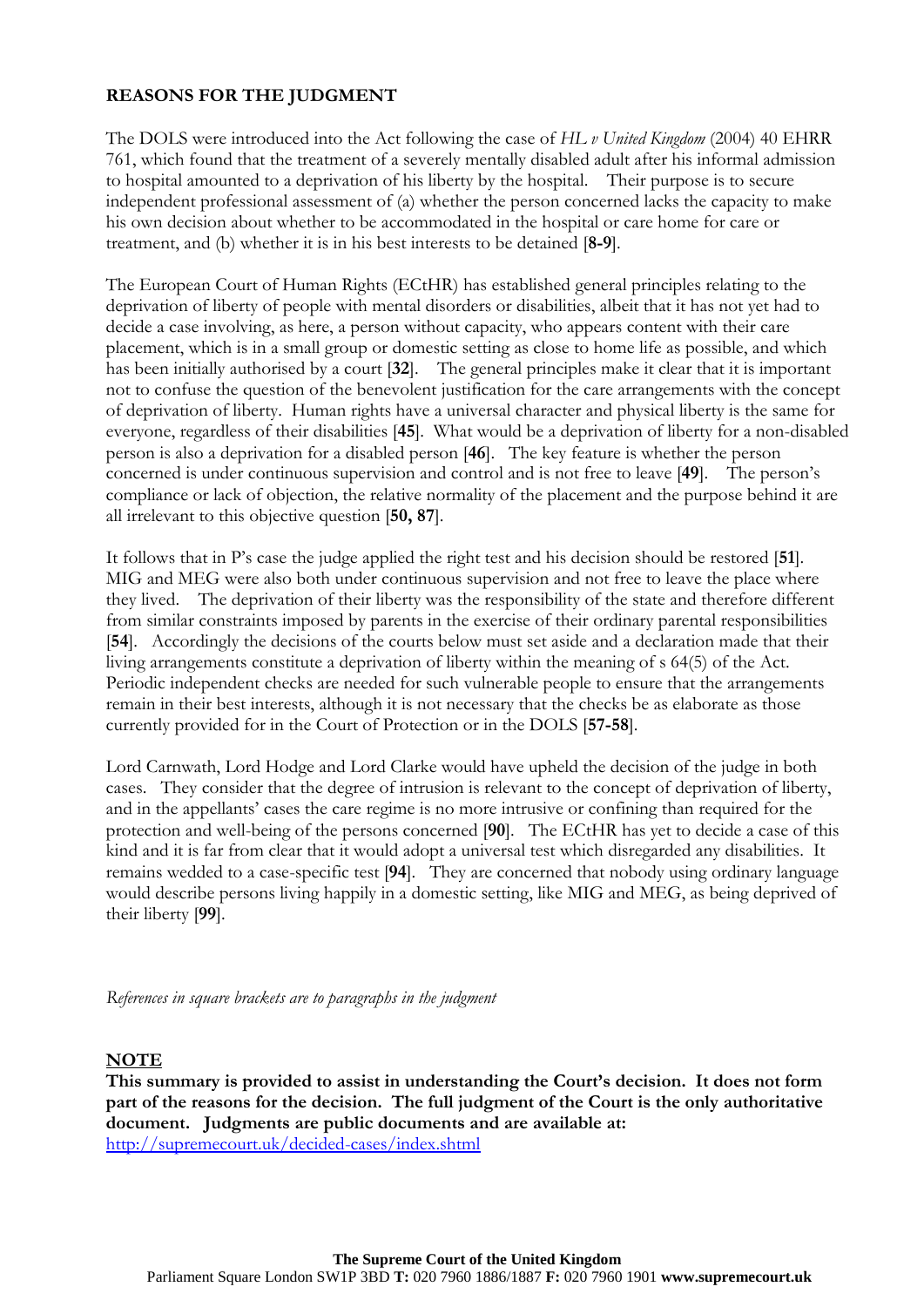**REASONS FOR THE JUDGMENT**

The DOLS were introduced into the Act following the case of *HL v United Kingdom* (2004) 40 EHRR 761, which found that the treatment of a severely mentally disabled adult after his informal admission to hospital amounted to a deprivation of his liberty by the hospital. Their purpose is to secure independent professional assessment of (a) whether the person concerned lacks the capacity to make his own decision about whether to be accommodated in the hospital or care home for care or treatment, and (b) whether it is in his best interests to be detained [**8-9**].

The European Court of Human Rights (ECtHR) has established general principles relating to the deprivation of liberty of people with mental disorders or disabilities, albeit that it has not yet had to decide a case involving, as here, a person without capacity, who appears content with their care placement, which is in a small group or domestic setting as close to home life as possible, and which has been initially authorised by a court [**32**]. The general principles make it clear that it is important not to confuse the question of the benevolent justification for the care arrangements with the concept of deprivation of liberty. Human rights have a universal character and physical liberty is the same for everyone, regardless of their disabilities [**45**]. What would be a deprivation of liberty for a non-disabled person is also a deprivation for a disabled person [**46**]. The key feature is whether the person concerned is under continuous supervision and control and is not free to leave [**49**]. The person's compliance or lack of objection, the relative normality of the placement and the purpose behind it are all irrelevant to this objective question [**50, 87**].

It follows that in P's case the judge applied the right test and his decision should be restored [**51**]. MIG and MEG were also both under continuous supervision and not free to leave the place where they lived. The deprivation of their liberty was the responsibility of the state and therefore different from similar constraints imposed by parents in the exercise of their ordinary parental responsibilities [**54**]. Accordingly the decisions of the courts below must set aside and a declaration made that their living arrangements constitute a deprivation of liberty within the meaning of s 64(5) of the Act. Periodic independent checks are needed for such vulnerable people to ensure that the arrangements remain in their best interests, although it is not necessary that the checks be as elaborate as those currently provided for in the Court of Protection or in the DOLS [**57-58**].

Lord Carnwath, Lord Hodge and Lord Clarke would have upheld the decision of the judge in both cases. They consider that the degree of intrusion is relevant to the concept of deprivation of liberty, and in the appellants' cases the care regime is no more intrusive or confining than required for the protection and well-being of the persons concerned [**90**]. The ECtHR has yet to decide a case of this kind and it is far from clear that it would adopt a universal test which disregarded any disabilities. It remains wedded to a case-specific test [**94**]. They are concerned that nobody using ordinary language would describe persons living happily in a domestic setting, like MIG and MEG, as being deprived of their liberty [**99**].

*References in square brackets are to paragraphs in the judgment*

**NOTE**

**This summary is provided to assist in understanding the Court's decision. It does not form part of the reasons for the decision. The full judgment of the Court is the only authoritative document. Judgments are public documents and are available at:**
http://supremecourt.uk/decided-cases/index.shtml

**The Supreme Court of the United Kingdom**
Parliament Square London SW1P 3BD **T:** 020 7960 1886/1887 **F:** 020 7960 1901 **www.supremecourt.uk**